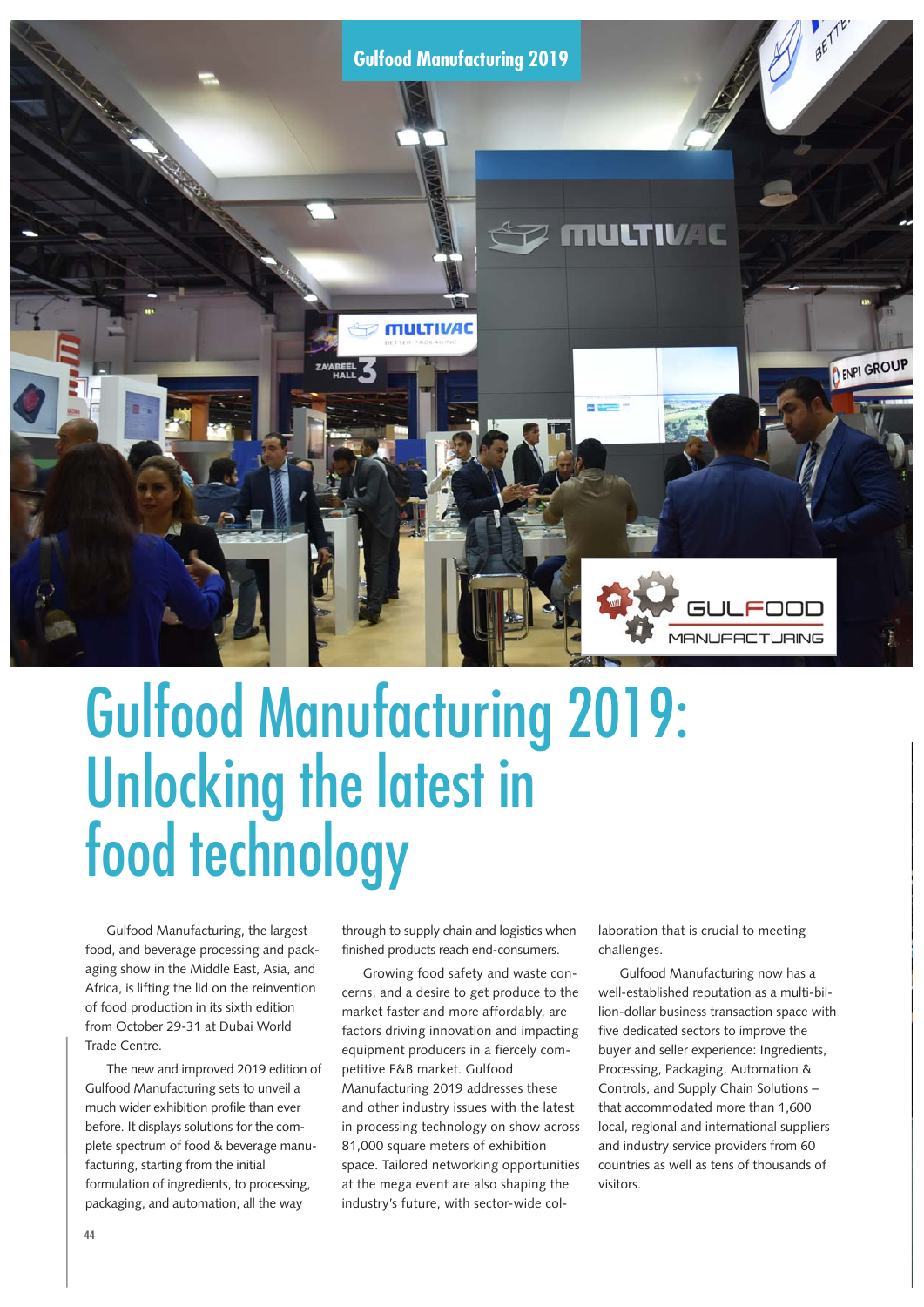# Gulfood Manufacturing 2019: Unlocking the latest in food technology

Gulfood Manufacturing, the largest food, and beverage processing and packaging show in the Middle East, Asia, and Africa, is lifting the lid on the reinvention of food production in its sixth edition from October 29-31 at Dubai World Trade Centre.

The new and improved 2019 edition of Gulfood Manufacturing sets to unveil a much wider exhibition profile than ever before. It displays solutions for the complete spectrum of food & beverage manufacturing, starting from the initial formulation of ingredients, to processing, packaging, and automation, all the way through to supply chain and logistics when finished products reach end-consumers.

Growing food safety and waste concerns, and a desire to get produce to the market faster and more affordably, are factors driving innovation and impacting equipment producers in a fiercely competitive F&B market. Gulfood Manufacturing 2019 addresses these and other industry issues with the latest in processing technology on show across 81,000 square meters of exhibition space. Tailored networking opportunities at the mega event are also shaping the industry's future, with sector-wide collaboration that is crucial to meeting challenges.

Gulfood Manufacturing now has a well-established reputation as a multi-billion-dollar business transaction space with five dedicated sectors to improve the buyer and seller experience: Ingredients, Processing, Packaging, Automation & Controls, and Supply Chain Solutions – that accommodated more than 1,600 local, regional and international suppliers and industry service providers from 60 countries as well as tens of thousands of visitors.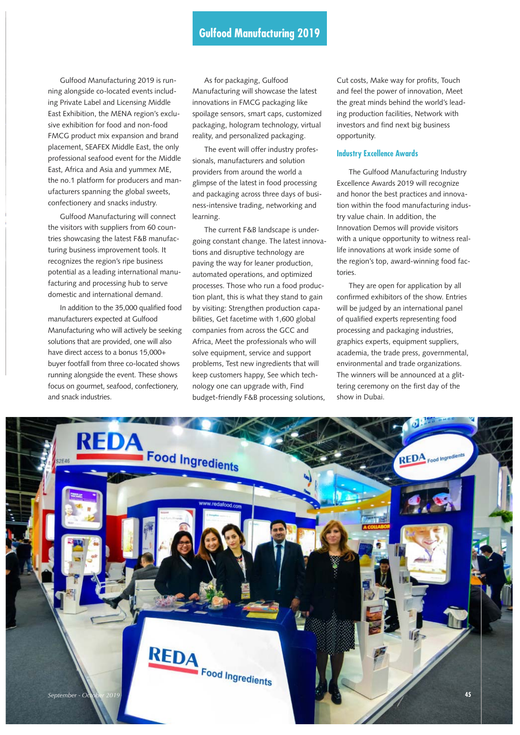## Gulfood Manufacturing 2019

Gulfood Manufacturing 2019 is running alongside co-located events including Private Label and Licensing Middle East Exhibition, the MENA region's exclusive exhibition for food and non-food FMCG product mix expansion and brand placement, SEAFEX Middle East, the only professional seafood event for the Middle East, Africa and Asia and yummex ME, the no.1 platform for producers and manufacturers spanning the global sweets, confectionery and snacks industry.

Gulfood Manufacturing will connect the visitors with suppliers from 60 countries showcasing the latest F&B manufacturing business improvement tools. It recognizes the region's ripe business potential as a leading international manufacturing and processing hub to serve domestic and international demand.

In addition to the 35,000 qualified food manufacturers expected at Gulfood Manufacturing who will actively be seeking solutions that are provided, one will also have direct access to a bonus 15,000+ buyer footfall from three co-located shows running alongside the event. These shows focus on gourmet, seafood, confectionery, and snack industries.

As for packaging, Gulfood Manufacturing will showcase the latest innovations in FMCG packaging like spoilage sensors, smart caps, customized packaging, hologram technology, virtual reality, and personalized packaging.

The event will offer industry professionals, manufacturers and solution providers from around the world a glimpse of the latest in food processing and packaging across three days of business-intensive trading, networking and learning.

The current F&B landscape is undergoing constant change. The latest innovations and disruptive technology are paving the way for leaner production, automated operations, and optimized processes. Those who run a food production plant, this is what they stand to gain by visiting: Strengthen production capabilities, Get facetime with 1,600 global companies from across the GCC and Africa, Meet the professionals who will solve equipment, service and support problems, Test new ingredients that will keep customers happy, See which technology one can upgrade with, Find budget-friendly F&B processing solutions, Cut costs, Make way for profits, Touch and feel the power of innovation, Meet the great minds behind the world's leading production facilities, Network with investors and find next big business opportunity.

### Industry Excellence Awards

The Gulfood Manufacturing Industry Excellence Awards 2019 will recognize and honor the best practices and innovation within the food manufacturing industry value chain. In addition, the Innovation Demos will provide visitors with a unique opportunity to witness real-life innovations at work inside some of the region's top, award-winning food factories.

They are open for application by all confirmed exhibitors of the show. Entries will be judged by an international panel of qualified experts representing food processing and packaging industries, graphics experts, equipment suppliers, academia, the trade press, governmental, environmental and trade organizations. The winners will be announced at a glittering ceremony on the first day of the show in Dubai.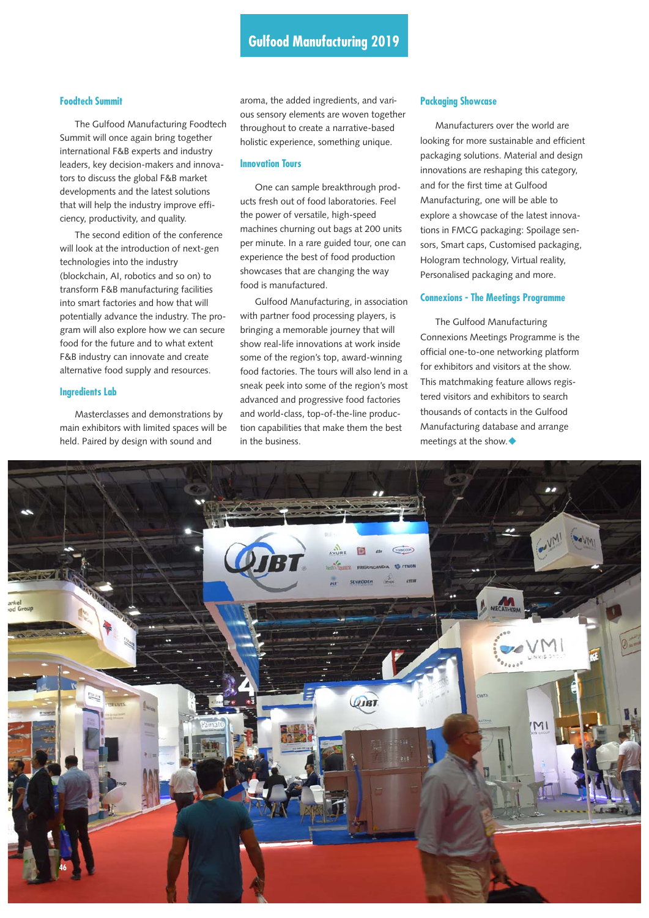## Foodtech Summit

The Gulfood Manufacturing Foodtech Summit will once again bring together international F&B experts and industry leaders, key decision-makers and innovators to discuss the global F&B market developments and the latest solutions that will help the industry improve efficiency, productivity, and quality.

The second edition of the conference will look at the introduction of next-gen technologies into the industry (blockchain, AI, robotics and so on) to transform F&B manufacturing facilities into smart factories and how that will potentially advance the industry. The program will also explore how we can secure food for the future and to what extent F&B industry can innovate and create alternative food supply and resources.

## Ingredients Lab

Masterclasses and demonstrations by main exhibitors with limited spaces will be held. Paired by design with sound and aroma, the added ingredients, and various sensory elements are woven together throughout to create a narrative-based holistic experience, something unique.

## Innovation Tours

One can sample breakthrough products fresh out of food laboratories. Feel the power of versatile, high-speed machines churning out bags at 200 units per minute. In a rare guided tour, one can experience the best of food production showcases that are changing the way food is manufactured.

Gulfood Manufacturing, in association with partner food processing players, is bringing a memorable journey that will show real-life innovations at work inside some of the region's top, award-winning food factories. The tours will also lend in a sneak peek into some of the region's most advanced and progressive food factories and world-class, top-of-the-line production capabilities that make them the best in the business.

## Packaging Showcase

Manufacturers over the world are looking for more sustainable and efficient packaging solutions. Material and design innovations are reshaping this category, and for the first time at Gulfood Manufacturing, one will be able to explore a showcase of the latest innovations in FMCG packaging: Spoilage sensors, Smart caps, Customised packaging, Hologram technology, Virtual reality, Personalised packaging and more.

## Connexions - The Meetings Programme

The Gulfood Manufacturing Connexions Meetings Programme is the official one-to-one networking platform for exhibitors and visitors at the show. This matchmaking feature allows registered visitors and exhibitors to search thousands of contacts in the Gulfood Manufacturing database and arrange meetings at the show.◆